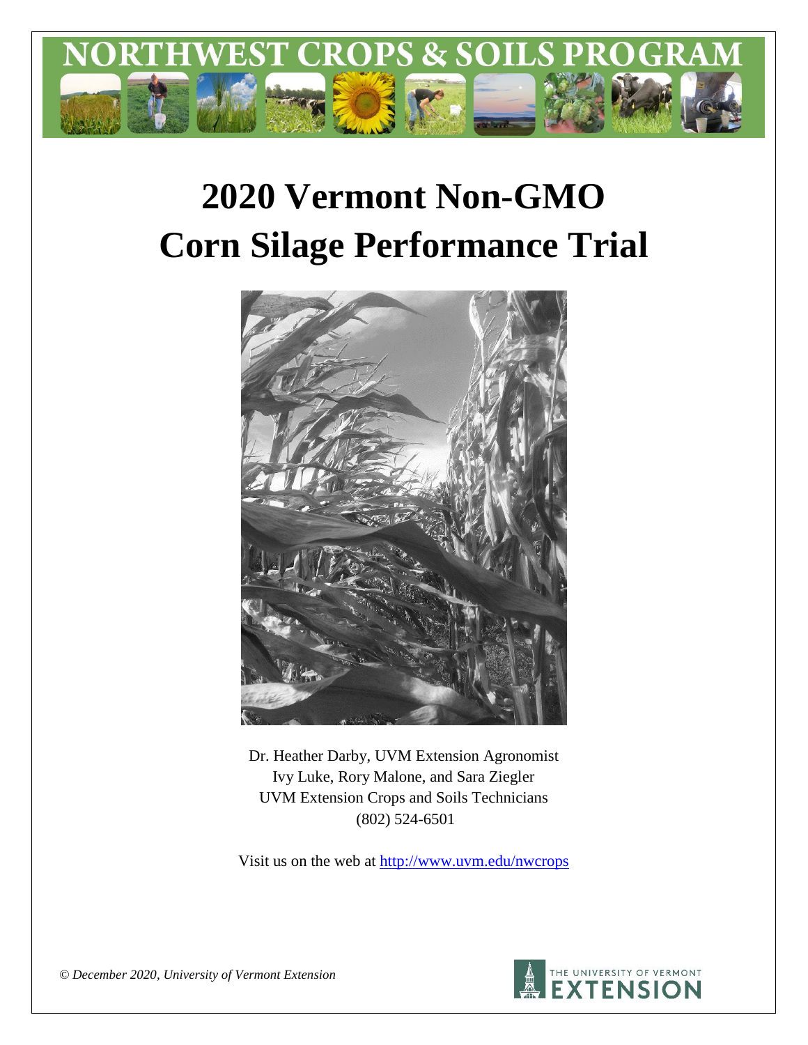NORTHWEST CROPS & SOILS PROGRAM

# 2020 Vermont Non-GMO Corn Silage Performance Trial

Dr. Heather Darby, UVM Extension Agronomist
Ivy Luke, Rory Malone, and Sara Ziegler
UVM Extension Crops and Soils Technicians
(802) 524-6501

Visit us on the web at http://www.uvm.edu/nwcrops

*© December 2020, University of Vermont Extension*

THE UNIVERSITY OF VERMONT EXTENSION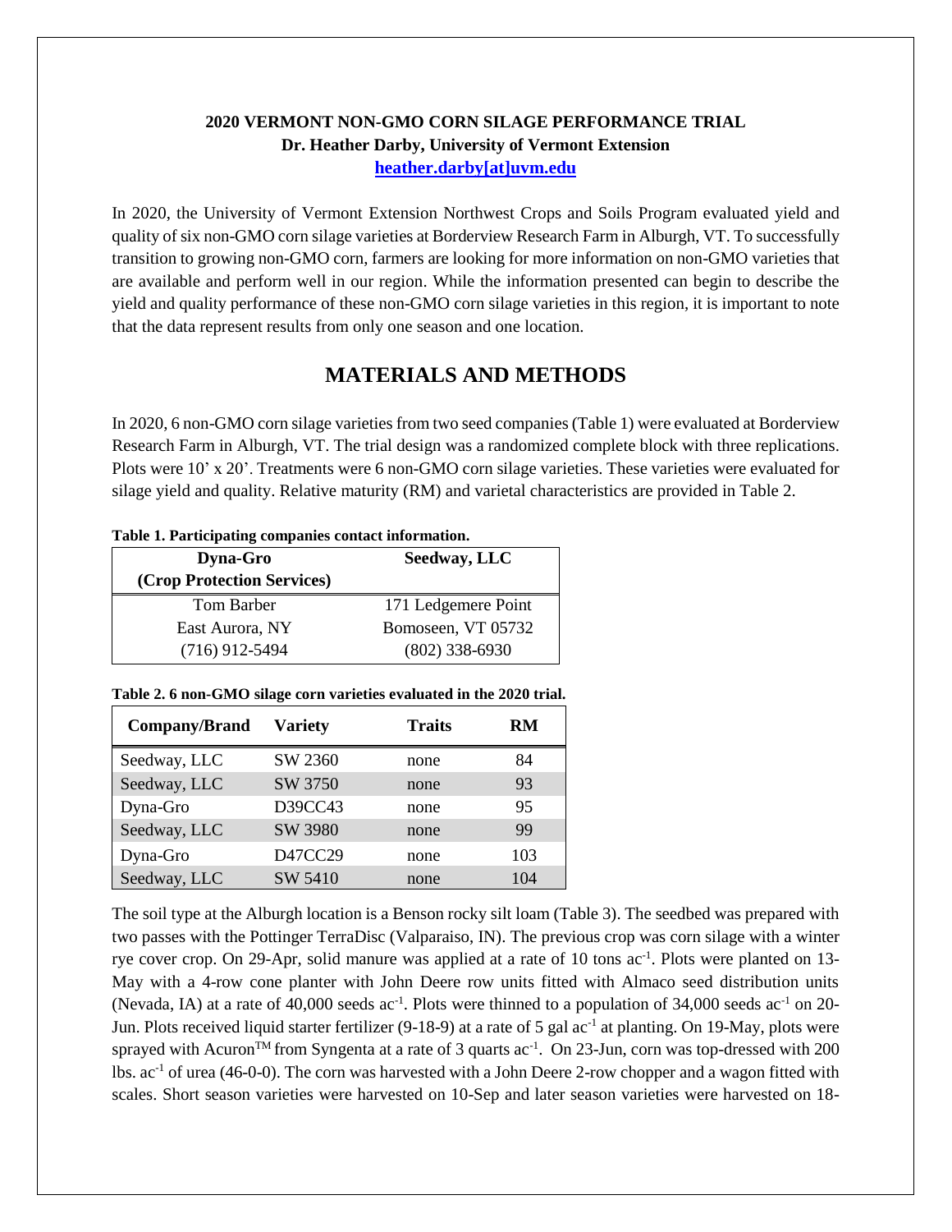**2020 VERMONT NON-GMO CORN SILAGE PERFORMANCE TRIAL**
**Dr. Heather Darby, University of Vermont Extension**
**heather.darby[at]uvm.edu**

In 2020, the University of Vermont Extension Northwest Crops and Soils Program evaluated yield and quality of six non-GMO corn silage varieties at Borderview Research Farm in Alburgh, VT. To successfully transition to growing non-GMO corn, farmers are looking for more information on non-GMO varieties that are available and perform well in our region. While the information presented can begin to describe the yield and quality performance of these non-GMO corn silage varieties in this region, it is important to note that the data represent results from only one season and one location.

## MATERIALS AND METHODS

In 2020, 6 non-GMO corn silage varieties from two seed companies (Table 1) were evaluated at Borderview Research Farm in Alburgh, VT. The trial design was a randomized complete block with three replications. Plots were 10' x 20'. Treatments were 6 non-GMO corn silage varieties. These varieties were evaluated for silage yield and quality. Relative maturity (RM) and varietal characteristics are provided in Table 2.

**Table 1. Participating companies contact information.**

| Dyna-Gro (Crop Protection Services) | Seedway, LLC |
|---|---|
| Tom Barber | 171 Ledgemere Point |
| East Aurora, NY | Bomoseen, VT 05732 |
| (716) 912-5494 | (802) 338-6930 |

**Table 2. 6 non-GMO silage corn varieties evaluated in the 2020 trial.**

| Company/Brand | Variety | Traits | RM |
|---|---|---|---|
| Seedway, LLC | SW 2360 | none | 84 |
| Seedway, LLC | SW 3750 | none | 93 |
| Dyna-Gro | D39CC43 | none | 95 |
| Seedway, LLC | SW 3980 | none | 99 |
| Dyna-Gro | D47CC29 | none | 103 |
| Seedway, LLC | SW 5410 | none | 104 |

The soil type at the Alburgh location is a Benson rocky silt loam (Table 3). The seedbed was prepared with two passes with the Pottinger TerraDisc (Valparaiso, IN). The previous crop was corn silage with a winter rye cover crop. On 29-Apr, solid manure was applied at a rate of 10 tons $ac^{-1}$. Plots were planted on 13-May with a 4-row cone planter with John Deere row units fitted with Almaco seed distribution units (Nevada, IA) at a rate of 40,000 seeds $ac^{-1}$. Plots were thinned to a population of 34,000 seeds $ac^{-1}$ on 20-Jun. Plots received liquid starter fertilizer (9-18-9) at a rate of 5 gal $ac^{-1}$ at planting. On 19-May, plots were sprayed with Acuron™ from Syngenta at a rate of 3 quarts $ac^{-1}$. On 23-Jun, corn was top-dressed with 200 lbs. $ac^{-1}$ of urea (46-0-0). The corn was harvested with a John Deere 2-row chopper and a wagon fitted with scales. Short season varieties were harvested on 10-Sep and later season varieties were harvested on 18-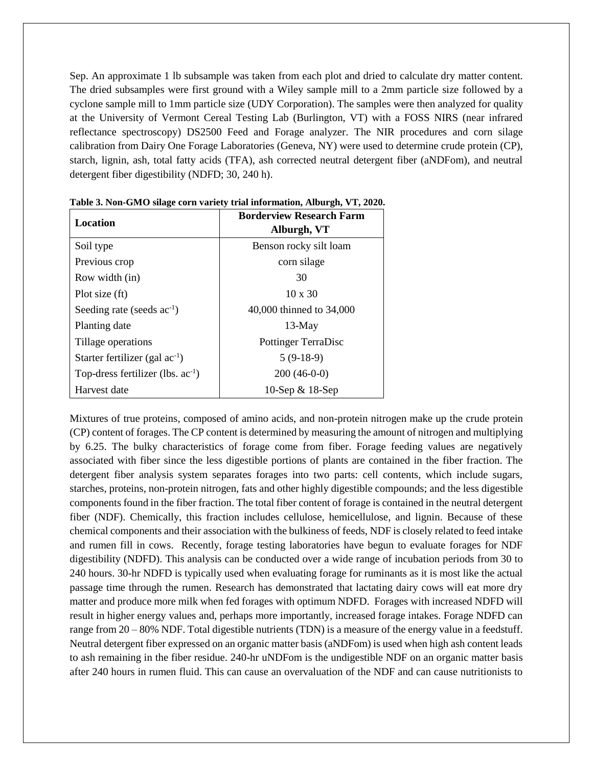Sep. An approximate 1 lb subsample was taken from each plot and dried to calculate dry matter content. The dried subsamples were first ground with a Wiley sample mill to a 2mm particle size followed by a cyclone sample mill to 1mm particle size (UDY Corporation). The samples were then analyzed for quality at the University of Vermont Cereal Testing Lab (Burlington, VT) with a FOSS NIRS (near infrared reflectance spectroscopy) DS2500 Feed and Forage analyzer. The NIR procedures and corn silage calibration from Dairy One Forage Laboratories (Geneva, NY) were used to determine crude protein (CP), starch, lignin, ash, total fatty acids (TFA), ash corrected neutral detergent fiber (aNDFom), and neutral detergent fiber digestibility (NDFD; 30, 240 h).

**Table 3. Non-GMO silage corn variety trial information, Alburgh, VT, 2020.**

| Location | Borderview Research Farm Alburgh, VT |
|---|---|
| Soil type | Benson rocky silt loam |
| Previous crop | corn silage |
| Row width (in) | 30 |
| Plot size (ft) | 10 x 30 |
| Seeding rate (seeds $ac^{-1}$) | 40,000 thinned to 34,000 |
| Planting date | 13-May |
| Tillage operations | Pottinger TerraDisc |
| Starter fertilizer (gal $ac^{-1}$) | 5 (9-18-9) |
| Top-dress fertilizer (lbs. $ac^{-1}$) | 200 (46-0-0) |
| Harvest date | 10-Sep & 18-Sep |

Mixtures of true proteins, composed of amino acids, and non-protein nitrogen make up the crude protein (CP) content of forages. The CP content is determined by measuring the amount of nitrogen and multiplying by 6.25. The bulky characteristics of forage come from fiber. Forage feeding values are negatively associated with fiber since the less digestible portions of plants are contained in the fiber fraction. The detergent fiber analysis system separates forages into two parts: cell contents, which include sugars, starches, proteins, non-protein nitrogen, fats and other highly digestible compounds; and the less digestible components found in the fiber fraction. The total fiber content of forage is contained in the neutral detergent fiber (NDF). Chemically, this fraction includes cellulose, hemicellulose, and lignin. Because of these chemical components and their association with the bulkiness of feeds, NDF is closely related to feed intake and rumen fill in cows. Recently, forage testing laboratories have begun to evaluate forages for NDF digestibility (NDFD). This analysis can be conducted over a wide range of incubation periods from 30 to 240 hours. 30-hr NDFD is typically used when evaluating forage for ruminants as it is most like the actual passage time through the rumen. Research has demonstrated that lactating dairy cows will eat more dry matter and produce more milk when fed forages with optimum NDFD. Forages with increased NDFD will result in higher energy values and, perhaps more importantly, increased forage intakes. Forage NDFD can range from 20 – 80% NDF. Total digestible nutrients (TDN) is a measure of the energy value in a feedstuff. Neutral detergent fiber expressed on an organic matter basis (aNDFom) is used when high ash content leads to ash remaining in the fiber residue. 240-hr uNDFom is the undigestible NDF on an organic matter basis after 240 hours in rumen fluid. This can cause an overvaluation of the NDF and can cause nutritionists to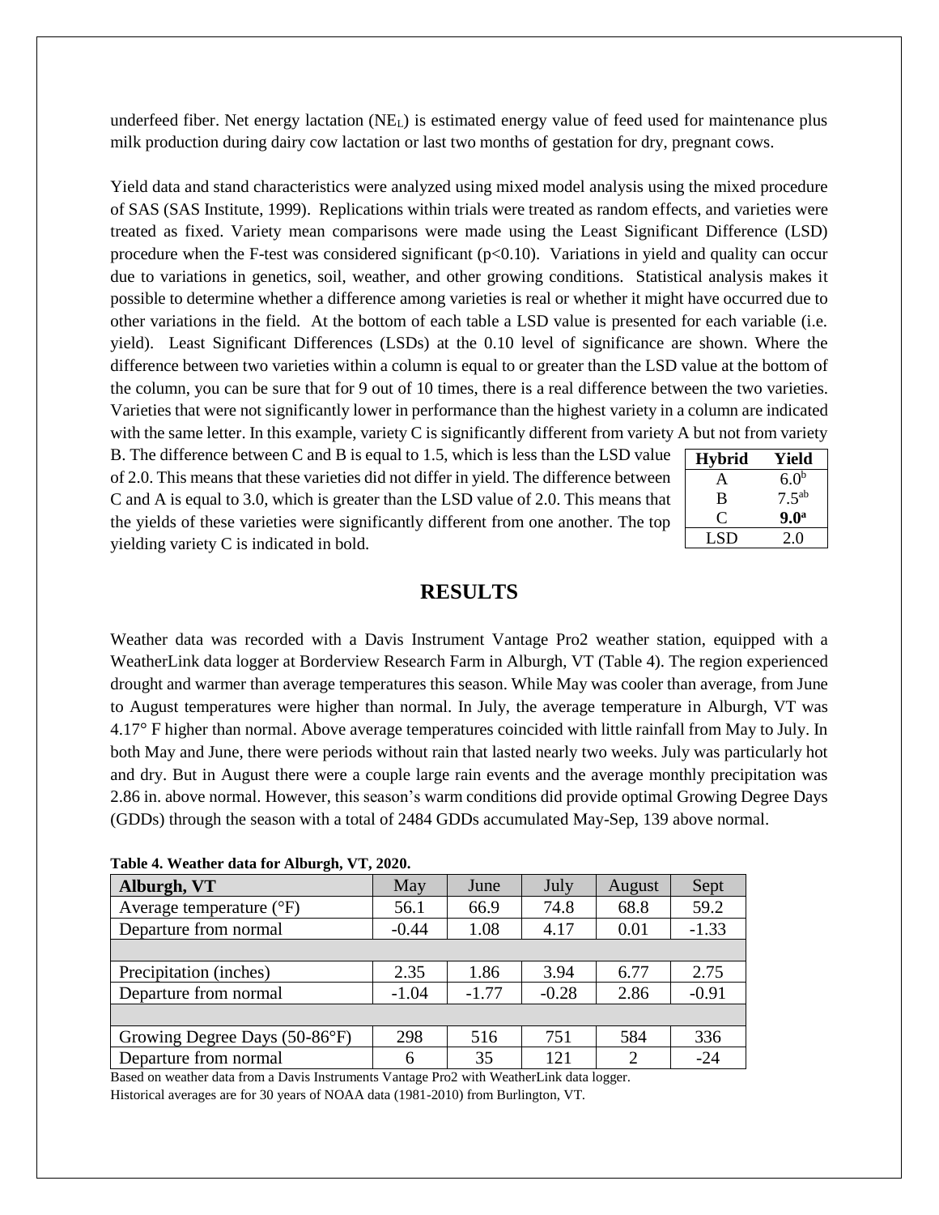underfeed fiber. Net energy lactation ($NE_L$) is estimated energy value of feed used for maintenance plus milk production during dairy cow lactation or last two months of gestation for dry, pregnant cows.

Yield data and stand characteristics were analyzed using mixed model analysis using the mixed procedure of SAS (SAS Institute, 1999). Replications within trials were treated as random effects, and varieties were treated as fixed. Variety mean comparisons were made using the Least Significant Difference (LSD) procedure when the F-test was considered significant ($p<0.10$). Variations in yield and quality can occur due to variations in genetics, soil, weather, and other growing conditions. Statistical analysis makes it possible to determine whether a difference among varieties is real or whether it might have occurred due to other variations in the field. At the bottom of each table a LSD value is presented for each variable (i.e. yield). Least Significant Differences (LSDs) at the 0.10 level of significance are shown. Where the difference between two varieties within a column is equal to or greater than the LSD value at the bottom of the column, you can be sure that for 9 out of 10 times, there is a real difference between the two varieties. Varieties that were not significantly lower in performance than the highest variety in a column are indicated with the same letter. In this example, variety C is significantly different from variety A but not from variety B. The difference between C and B is equal to 1.5, which is less than the LSD value of 2.0. This means that these varieties did not differ in yield. The difference between C and A is equal to 3.0, which is greater than the LSD value of 2.0. This means that the yields of these varieties were significantly different from one another. The top yielding variety C is indicated in bold.

| Hybrid | Yield |
|---|---|
| A | $6.0^{b}$ |
| B | $7.5^{ab}$ |
| C | **$9.0^{a}$** |
| LSD | 2.0 |

# RESULTS

Weather data was recorded with a Davis Instrument Vantage Pro2 weather station, equipped with a WeatherLink data logger at Borderview Research Farm in Alburgh, VT (Table 4). The region experienced drought and warmer than average temperatures this season. While May was cooler than average, from June to August temperatures were higher than normal. In July, the average temperature in Alburgh, VT was 4.17° F higher than normal. Above average temperatures coincided with little rainfall from May to July. In both May and June, there were periods without rain that lasted nearly two weeks. July was particularly hot and dry. But in August there were a couple large rain events and the average monthly precipitation was 2.86 in. above normal. However, this season's warm conditions did provide optimal Growing Degree Days (GDDs) through the season with a total of 2484 GDDs accumulated May-Sep, 139 above normal.

**Table 4. Weather data for Alburgh, VT, 2020.**

| Alburgh, VT | May | June | July | August | Sept |
|---|---|---|---|---|---|
| Average temperature (°F) | 56.1 | 66.9 | 74.8 | 68.8 | 59.2 |
| Departure from normal | -0.44 | 1.08 | 4.17 | 0.01 | -1.33 |
| | | | | | |
| Precipitation (inches) | 2.35 | 1.86 | 3.94 | 6.77 | 2.75 |
| Departure from normal | -1.04 | -1.77 | -0.28 | 2.86 | -0.91 |
| | | | | | |
| Growing Degree Days (50-86°F) | 298 | 516 | 751 | 584 | 336 |
| Departure from normal | 6 | 35 | 121 | 2 | -24 |

Based on weather data from a Davis Instruments Vantage Pro2 with WeatherLink data logger.
Historical averages are for 30 years of NOAA data (1981-2010) from Burlington, VT.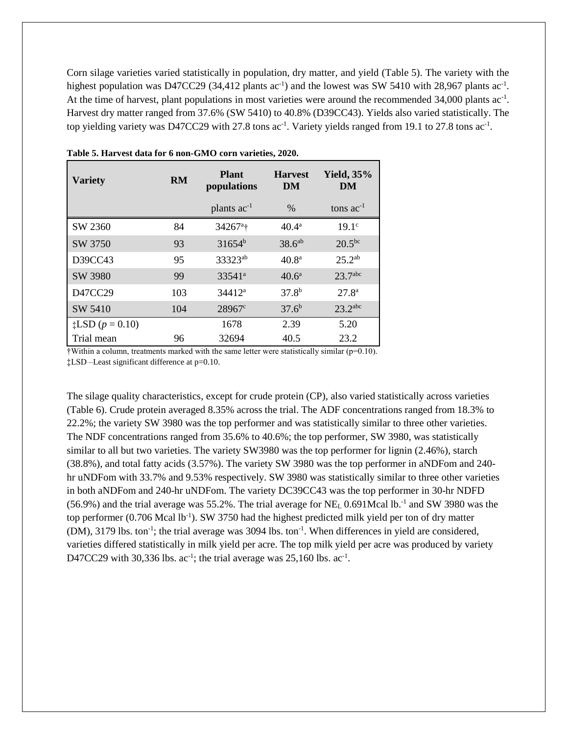Corn silage varieties varied statistically in population, dry matter, and yield (Table 5). The variety with the highest population was D47CC29 (34,412 plants $ac^{-1}$) and the lowest was SW 5410 with 28,967 plants $ac^{-1}$. At the time of harvest, plant populations in most varieties were around the recommended 34,000 plants $ac^{-1}$. Harvest dry matter ranged from 37.6% (SW 5410) to 40.8% (D39CC43). Yields also varied statistically. The top yielding variety was D47CC29 with 27.8 tons $ac^{-1}$. Variety yields ranged from 19.1 to 27.8 tons $ac^{-1}$.

**Table 5. Harvest data for 6 non-GMO corn varieties, 2020.**

| Variety | RM | Plant populations | Harvest DM | Yield, 35% DM |
|---|---|---|---|---|
| | | plants $ac^{-1}$ | % | tons $ac^{-1}$ |
| SW 2360 | 84 | 34267[a]† | 40.4[a] | 19.1[c] |
| SW 3750 | 93 | 31654[b] | 38.6[ab] | 20.5[bc] |
| D39CC43 | 95 | 33323[ab] | 40.8[a] | 25.2[ab] |
| SW 3980 | 99 | 33541[a] | 40.6[a] | 23.7[abc] |
| D47CC29 | 103 | 34412[a] | 37.8[b] | 27.8[a] |
| SW 5410 | 104 | 28967[c] | 37.6[b] | 23.2[abc] |
| ‡LSD ($p$ = 0.10) | | 1678 | 2.39 | 5.20 |
| Trial mean | 96 | 32694 | 40.5 | 23.2 |

†Within a column, treatments marked with the same letter were statistically similar (p=0.10).
‡LSD –Least significant difference at p=0.10.

The silage quality characteristics, except for crude protein (CP), also varied statistically across varieties (Table 6). Crude protein averaged 8.35% across the trial. The ADF concentrations ranged from 18.3% to 22.2%; the variety SW 3980 was the top performer and was statistically similar to three other varieties. The NDF concentrations ranged from 35.6% to 40.6%; the top performer, SW 3980, was statistically similar to all but two varieties. The variety SW3980 was the top performer for lignin (2.46%), starch (38.8%), and total fatty acids (3.57%). The variety SW 3980 was the top performer in aNDFom and 240-hr uNDFom with 33.7% and 9.53% respectively. SW 3980 was statistically similar to three other varieties in both aNDFom and 240-hr uNDFom. The variety DC39CC43 was the top performer in 30-hr NDFD (56.9%) and the trial average was 55.2%. The trial average for $NE_L$ 0.691Mcal $lb.^{-1}$ and SW 3980 was the top performer (0.706 Mcal $lb^{-1}$). SW 3750 had the highest predicted milk yield per ton of dry matter (DM), 3179 lbs. $ton^{-1}$; the trial average was 3094 lbs. $ton^{-1}$. When differences in yield are considered, varieties differed statistically in milk yield per acre. The top milk yield per acre was produced by variety D47CC29 with 30,336 lbs. $ac^{-1}$; the trial average was 25,160 lbs. $ac^{-1}$.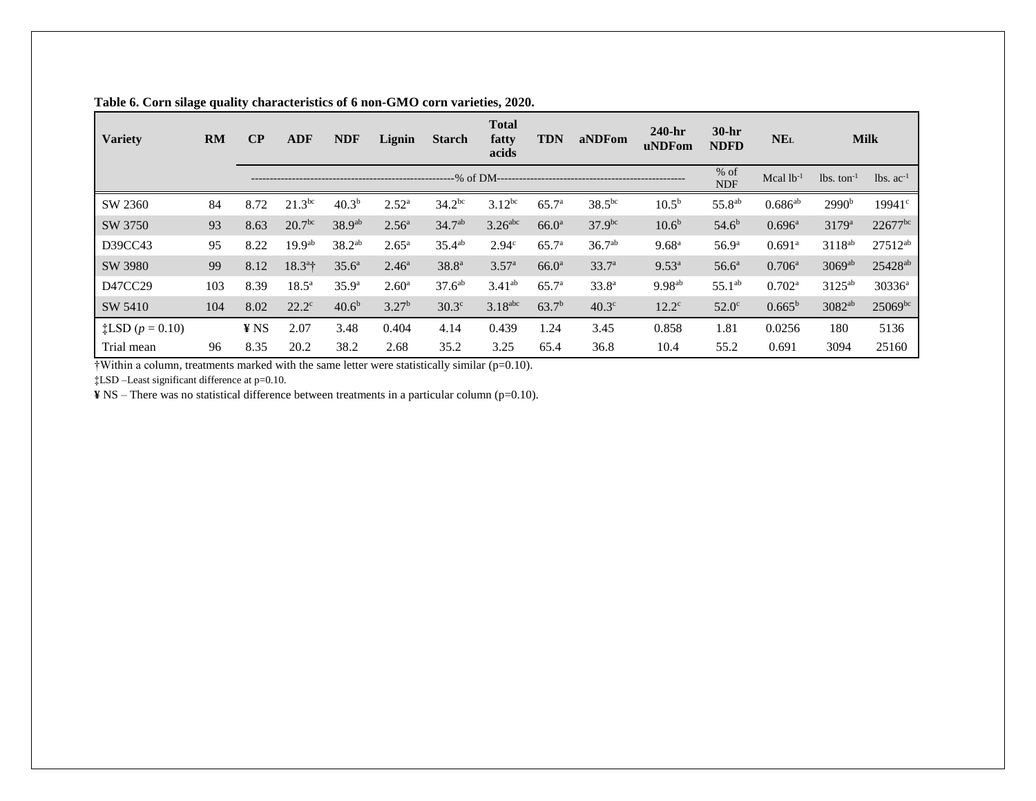**Table 6. Corn silage quality characteristics of 6 non-GMO corn varieties, 2020.**

| Variety | RM | CP | ADF | NDF | Lignin | Starch | Total fatty acids | TDN | aNDFom | 240-hr uNDFom | 30-hr NDFD | NEL | Milk | |
|---|---|---|---|---|---|---|---|---|---|---|---|---|---|---|
| | | ------- | ------- | ------- | ------- | % of DM | ------- | ------- | ------- | ------- | % of NDF | Mcal $lb^{-1}$ | lbs. $ton^{-1}$ | lbs. $ac^{-1}$ |
| SW 2360 | 84 | 8.72 | 21.3[bc] | 40.3[b] | 2.52[a] | 34.2[bc] | 3.12[bc] | 65.7[a] | 38.5[bc] | 10.5[b] | 55.8[ab] | 0.686[ab] | 2990[b] | 19941[c] |
| SW 3750 | 93 | 8.63 | 20.7[bc] | 38.9[ab] | 2.56[a] | 34.7[ab] | 3.26[abc] | 66.0[a] | 37.9[bc] | 10.6[b] | 54.6[b] | 0.696[a] | 3179[a] | 22677[bc] |
| D39CC43 | 95 | 8.22 | 19.9[ab] | 38.2[ab] | 2.65[a] | 35.4[ab] | 2.94[c] | 65.7[a] | 36.7[ab] | 9.68[a] | 56.9[a] | 0.691[a] | 3118[ab] | 27512[ab] |
| SW 3980 | 99 | 8.12 | 18.3[a]† | 35.6[a] | 2.46[a] | 38.8[a] | 3.57[a] | 66.0[a] | 33.7[a] | 9.53[a] | 56.6[a] | 0.706[a] | 3069[ab] | 25428[ab] |
| D47CC29 | 103 | 8.39 | 18.5[a] | 35.9[a] | 2.60[a] | 37.6[ab] | 3.41[ab] | 65.7[a] | 33.8[a] | 9.98[ab] | 55.1[ab] | 0.702[a] | 3125[ab] | 30336[a] |
| SW 5410 | 104 | 8.02 | 22.2[c] | 40.6[b] | 3.27[b] | 30.3[c] | 3.18[abc] | 63.7[b] | 40.3[c] | 12.2[c] | 52.0[c] | 0.665[b] | 3082[ab] | 25069[bc] |
| ‡LSD ($p$ = 0.10) | | ¥ NS | 2.07 | 3.48 | 0.404 | 4.14 | 0.439 | 1.24 | 3.45 | 0.858 | 1.81 | 0.0256 | 180 | 5136 |
| Trial mean | 96 | 8.35 | 20.2 | 38.2 | 2.68 | 35.2 | 3.25 | 65.4 | 36.8 | 10.4 | 55.2 | 0.691 | 3094 | 25160 |

†Within a column, treatments marked with the same letter were statistically similar (p=0.10).

‡LSD –Least significant difference at p=0.10.

¥ NS – There was no statistical difference between treatments in a particular column (p=0.10).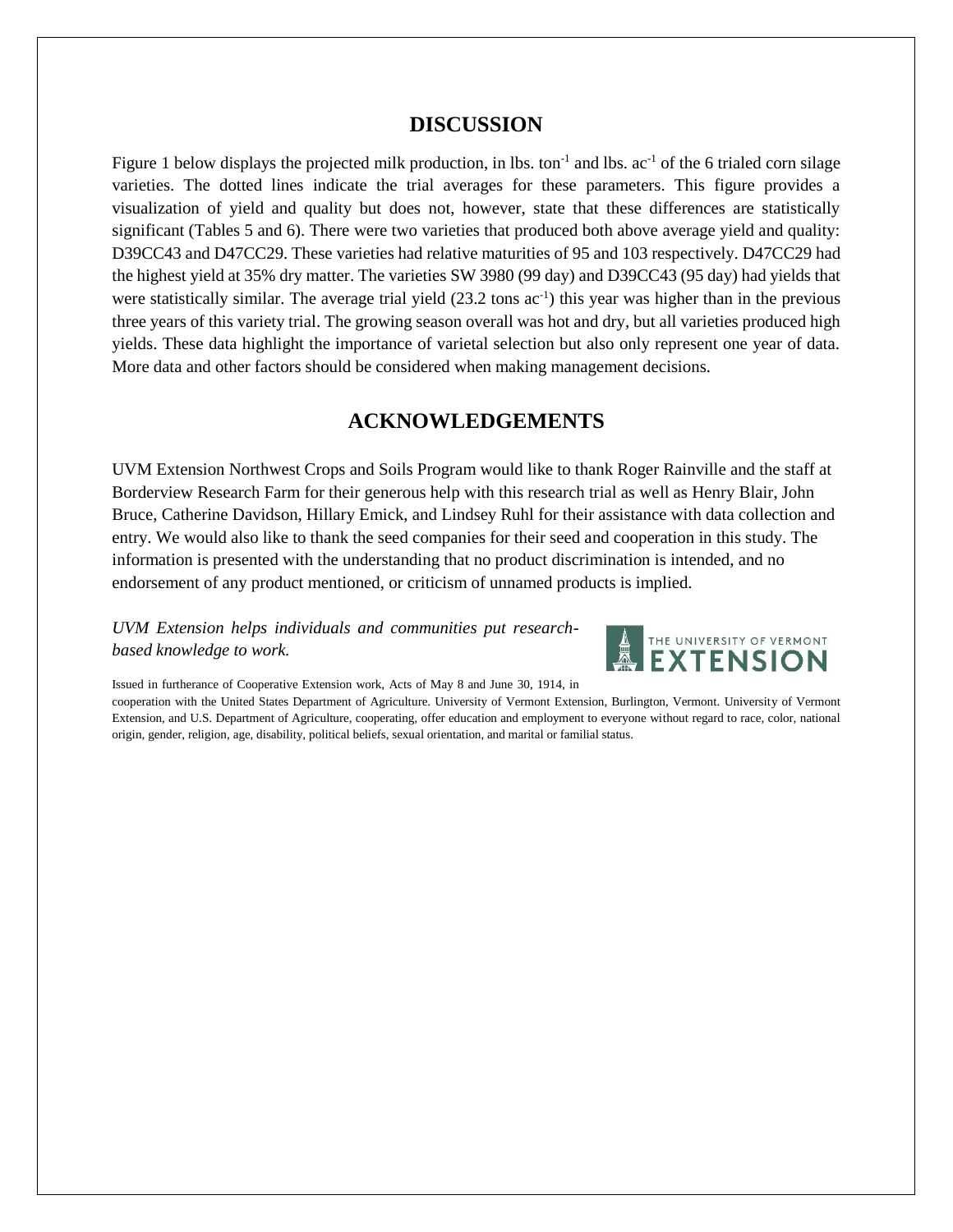## DISCUSSION

Figure 1 below displays the projected milk production, in lbs. $ton^{-1}$ and lbs. $ac^{-1}$ of the 6 trialed corn silage varieties. The dotted lines indicate the trial averages for these parameters. This figure provides a visualization of yield and quality but does not, however, state that these differences are statistically significant (Tables 5 and 6). There were two varieties that produced both above average yield and quality: D39CC43 and D47CC29. These varieties had relative maturities of 95 and 103 respectively. D47CC29 had the highest yield at 35% dry matter. The varieties SW 3980 (99 day) and D39CC43 (95 day) had yields that were statistically similar. The average trial yield (23.2 tons $ac^{-1}$) this year was higher than in the previous three years of this variety trial. The growing season overall was hot and dry, but all varieties produced high yields. These data highlight the importance of varietal selection but also only represent one year of data. More data and other factors should be considered when making management decisions.

## ACKNOWLEDGEMENTS

UVM Extension Northwest Crops and Soils Program would like to thank Roger Rainville and the staff at Borderview Research Farm for their generous help with this research trial as well as Henry Blair, John Bruce, Catherine Davidson, Hillary Emick, and Lindsey Ruhl for their assistance with data collection and entry. We would also like to thank the seed companies for their seed and cooperation in this study. The information is presented with the understanding that no product discrimination is intended, and no endorsement of any product mentioned, or criticism of unnamed products is implied.

*UVM Extension helps individuals and communities put research-based knowledge to work.*

THE UNIVERSITY OF VERMONT EXTENSION

Issued in furtherance of Cooperative Extension work, Acts of May 8 and June 30, 1914, in cooperation with the United States Department of Agriculture. University of Vermont Extension, Burlington, Vermont. University of Vermont Extension, and U.S. Department of Agriculture, cooperating, offer education and employment to everyone without regard to race, color, national origin, gender, religion, age, disability, political beliefs, sexual orientation, and marital or familial status.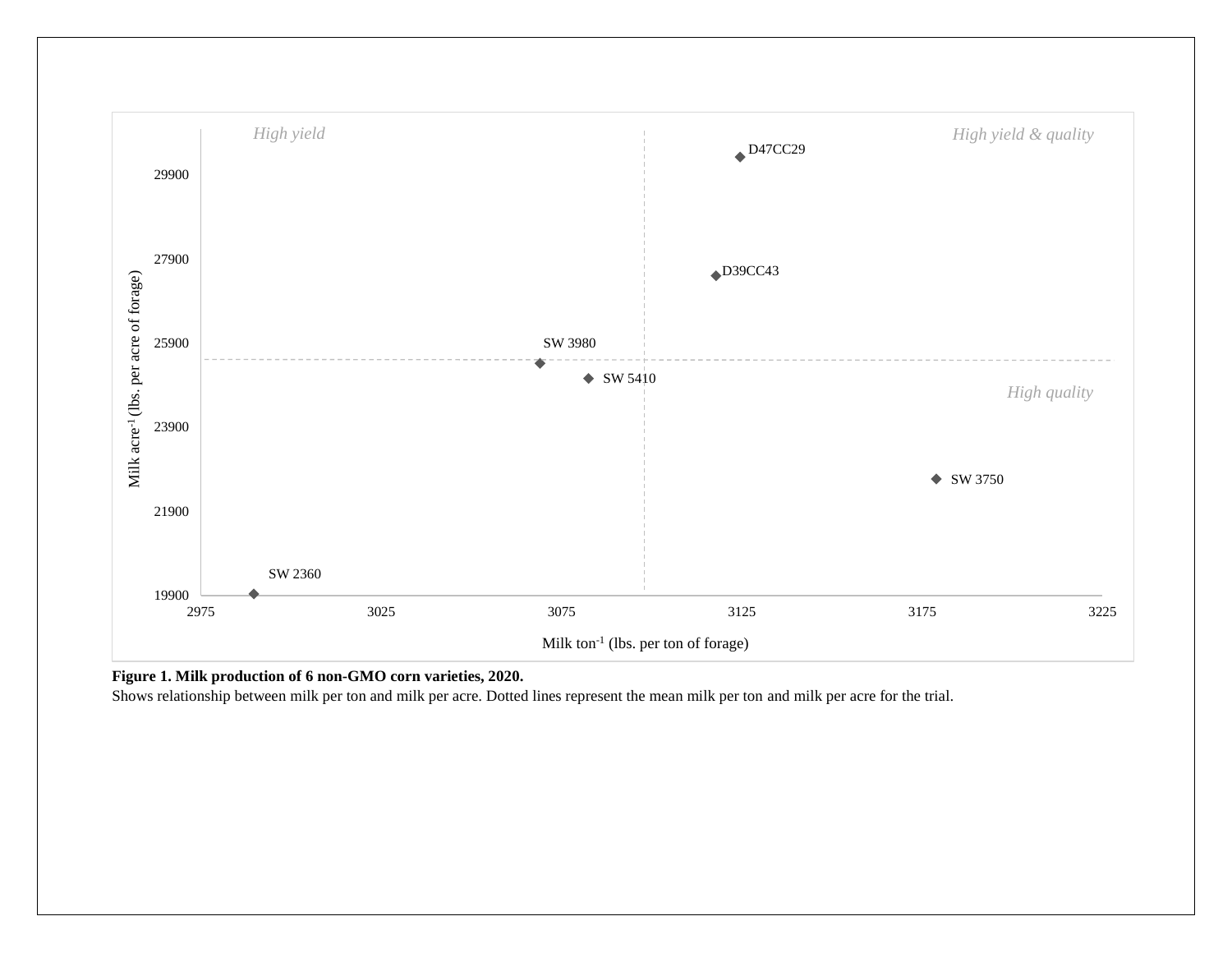High yield

High yield & quality

High quality

D47CC29

D39CC43

SW 3980

SW 5410

SW 3750

SW 2360

29900

27900

25900

23900

21900

19900

2975

3025

3075

3125

3175

3225

Milk acre$^{-1}$ (lbs. per acre of forage)

Milk ton$^{-1}$ (lbs. per ton of forage)

**Figure 1. Milk production of 6 non-GMO corn varieties, 2020.**
Shows relationship between milk per ton and milk per acre. Dotted lines represent the mean milk per ton and milk per acre for the trial.